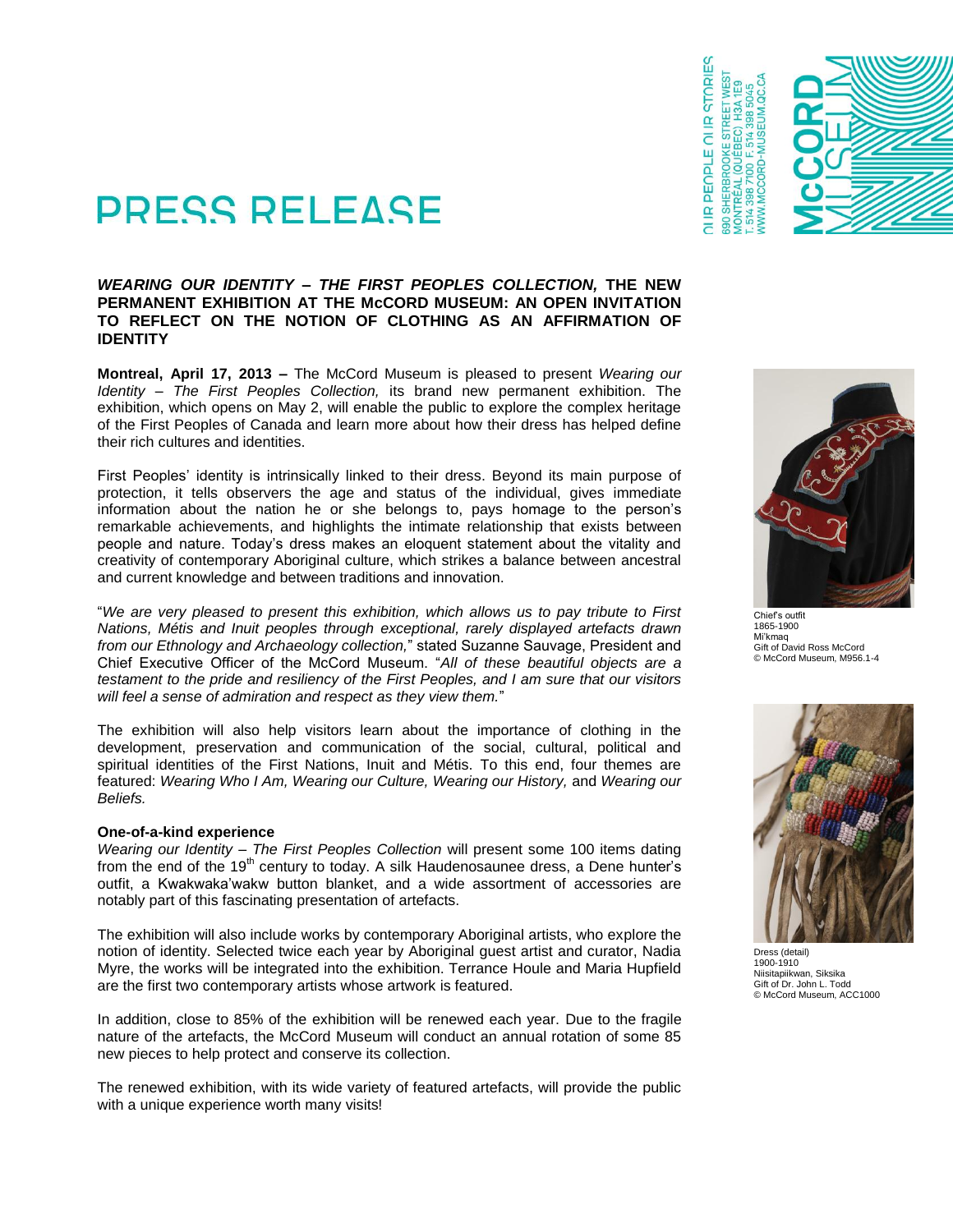OUR PEOPLE OUR STORIES
690 SHERBROOKE STREET WEST
MONTRÉAL (QUÉBEC) H3A 1E9
T. 514 398 7100 F. 514 398 5045
WWW.MCCORD-MUSEUM.QC.CA

McCORD MUSEUM

# PRESS RELEASE

## *WEARING OUR IDENTITY – THE FIRST PEOPLES COLLECTION,* THE NEW PERMANENT EXHIBITION AT THE McCORD MUSEUM: AN OPEN INVITATION TO REFLECT ON THE NOTION OF CLOTHING AS AN AFFIRMATION OF IDENTITY

**Montreal, April 17, 2013 –** The McCord Museum is pleased to present *Wearing our Identity – The First Peoples Collection,* its brand new permanent exhibition. The exhibition, which opens on May 2, will enable the public to explore the complex heritage of the First Peoples of Canada and learn more about how their dress has helped define their rich cultures and identities.

First Peoples' identity is intrinsically linked to their dress. Beyond its main purpose of protection, it tells observers the age and status of the individual, gives immediate information about the nation he or she belongs to, pays homage to the person's remarkable achievements, and highlights the intimate relationship that exists between people and nature. Today's dress makes an eloquent statement about the vitality and creativity of contemporary Aboriginal culture, which strikes a balance between ancestral and current knowledge and between traditions and innovation.

"*We are very pleased to present this exhibition, which allows us to pay tribute to First Nations, Métis and Inuit peoples through exceptional, rarely displayed artefacts drawn from our Ethnology and Archaeology collection,*" stated Suzanne Sauvage, President and Chief Executive Officer of the McCord Museum. "*All of these beautiful objects are a testament to the pride and resiliency of the First Peoples, and I am sure that our visitors will feel a sense of admiration and respect as they view them.*"

Chief's outfit
1865-1900
Mi'kmaq
Gift of David Ross McCord
© McCord Museum, M956.1-4

The exhibition will also help visitors learn about the importance of clothing in the development, preservation and communication of the social, cultural, political and spiritual identities of the First Nations, Inuit and Métis. To this end, four themes are featured: *Wearing Who I Am, Wearing our Culture, Wearing our History,* and *Wearing our Beliefs.*

### One-of-a-kind experience

*Wearing our Identity – The First Peoples Collection* will present some 100 items dating from the end of the 19th century to today. A silk Haudenosaunee dress, a Dene hunter's outfit, a Kwakwaka'wakw button blanket, and a wide assortment of accessories are notably part of this fascinating presentation of artefacts.

Dress (detail)
1900-1910
Niisitapiikwan, Siksika
Gift of Dr. John L. Todd
© McCord Museum, ACC1000

The exhibition will also include works by contemporary Aboriginal artists, who explore the notion of identity. Selected twice each year by Aboriginal guest artist and curator, Nadia Myre, the works will be integrated into the exhibition. Terrance Houle and Maria Hupfield are the first two contemporary artists whose artwork is featured.

In addition, close to 85% of the exhibition will be renewed each year. Due to the fragile nature of the artefacts, the McCord Museum will conduct an annual rotation of some 85 new pieces to help protect and conserve its collection.

The renewed exhibition, with its wide variety of featured artefacts, will provide the public with a unique experience worth many visits!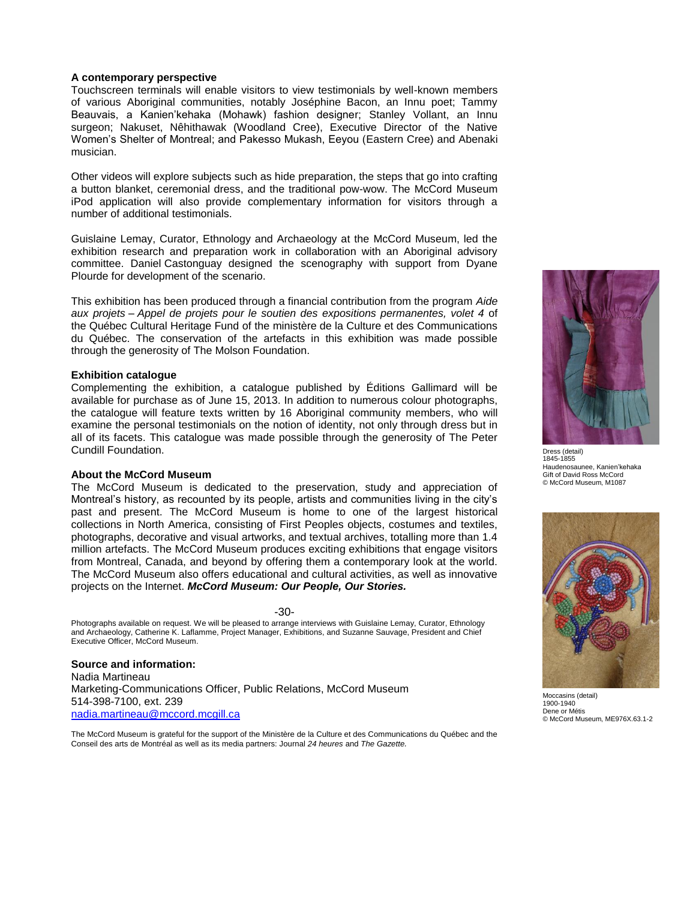**A contemporary perspective**

Touchscreen terminals will enable visitors to view testimonials by well-known members of various Aboriginal communities, notably Joséphine Bacon, an Innu poet; Tammy Beauvais, a Kanien'kehaka (Mohawk) fashion designer; Stanley Vollant, an Innu surgeon; Nakuset, Nêhithawak (Woodland Cree), Executive Director of the Native Women's Shelter of Montreal; and Pakesso Mukash, Eeyou (Eastern Cree) and Abenaki musician.

Other videos will explore subjects such as hide preparation, the steps that go into crafting a button blanket, ceremonial dress, and the traditional pow-wow. The McCord Museum iPod application will also provide complementary information for visitors through a number of additional testimonials.

Guislaine Lemay, Curator, Ethnology and Archaeology at the McCord Museum, led the exhibition research and preparation work in collaboration with an Aboriginal advisory committee. Daniel Castonguay designed the scenography with support from Dyane Plourde for development of the scenario.

This exhibition has been produced through a financial contribution from the program *Aide aux projets – Appel de projets pour le soutien des expositions permanentes, volet 4* of the Québec Cultural Heritage Fund of the ministère de la Culture et des Communications du Québec. The conservation of the artefacts in this exhibition was made possible through the generosity of The Molson Foundation.

**Exhibition catalogue**

Complementing the exhibition, a catalogue published by Éditions Gallimard will be available for purchase as of June 15, 2013. In addition to numerous colour photographs, the catalogue will feature texts written by 16 Aboriginal community members, who will examine the personal testimonials on the notion of identity, not only through dress but in all of its facets. This catalogue was made possible through the generosity of The Peter Cundill Foundation.

Dress (detail)
1845-1855
Haudenosaunee, Kanien'kehaka
Gift of David Ross McCord
© McCord Museum, M1087

**About the McCord Museum**

The McCord Museum is dedicated to the preservation, study and appreciation of Montreal's history, as recounted by its people, artists and communities living in the city's past and present. The McCord Museum is home to one of the largest historical collections in North America, consisting of First Peoples objects, costumes and textiles, photographs, decorative and visual artworks, and textual archives, totalling more than 1.4 million artefacts. The McCord Museum produces exciting exhibitions that engage visitors from Montreal, Canada, and beyond by offering them a contemporary look at the world. The McCord Museum also offers educational and cultural activities, as well as innovative projects on the Internet. ***McCord Museum: Our People, Our Stories.***

-30-

Photographs available on request. We will be pleased to arrange interviews with Guislaine Lemay, Curator, Ethnology and Archaeology, Catherine K. Laflamme, Project Manager, Exhibitions, and Suzanne Sauvage, President and Chief Executive Officer, McCord Museum.

**Source and information:**

Nadia Martineau
Marketing-Communications Officer, Public Relations, McCord Museum
514-398-7100, ext. 239
nadia.martineau@mccord.mcgill.ca

Moccasins (detail)
1900-1940
Dene or Métis
© McCord Museum, ME976X.63.1-2

The McCord Museum is grateful for the support of the Ministère de la Culture et des Communications du Québec and the Conseil des arts de Montréal as well as its media partners: Journal *24 heures* and *The Gazette.*